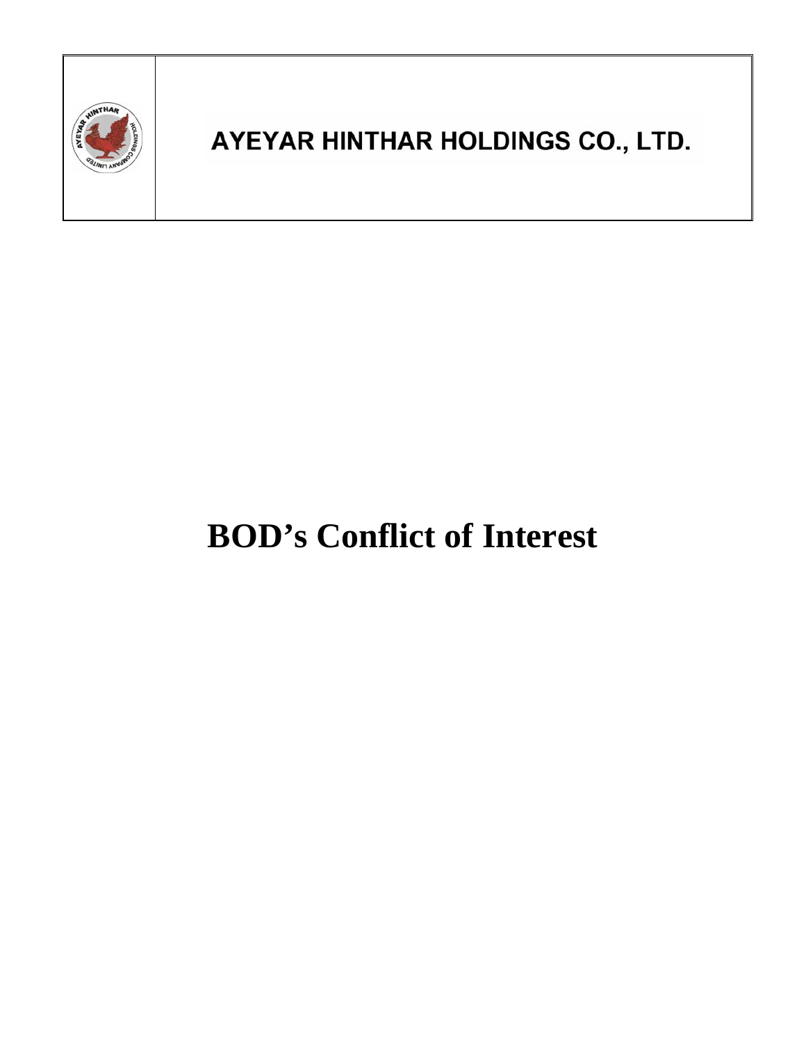| | AYEYAR HINTHAR HOLDINGS CO., LTD. |
|---|---|

# BOD's Conflict of Interest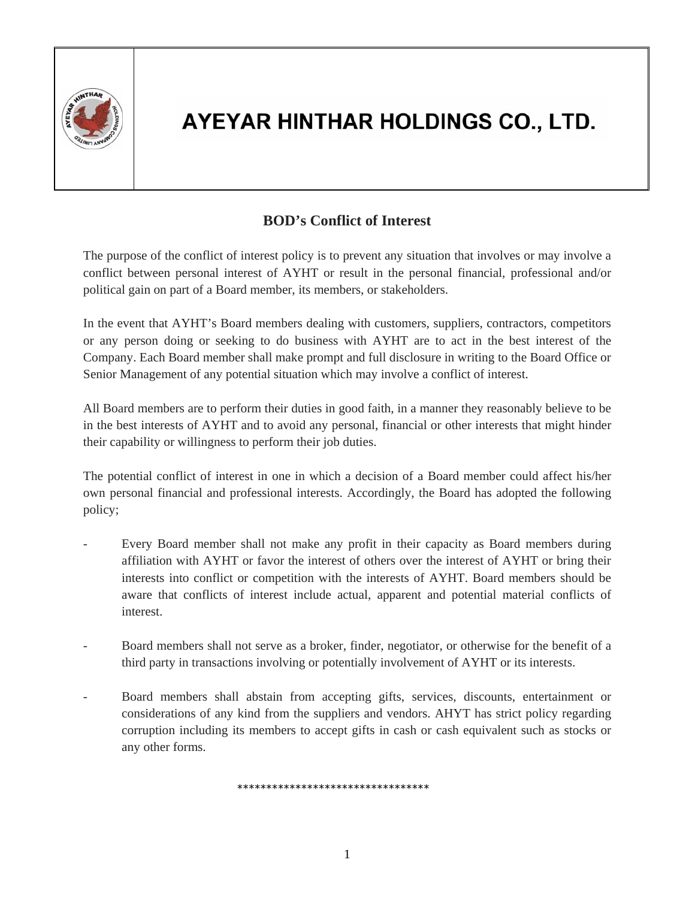# AYEYAR HINTHAR HOLDINGS CO., LTD.

## BOD's Conflict of Interest

The purpose of the conflict of interest policy is to prevent any situation that involves or may involve a conflict between personal interest of AYHT or result in the personal financial, professional and/or political gain on part of a Board member, its members, or stakeholders.

In the event that AYHT's Board members dealing with customers, suppliers, contractors, competitors or any person doing or seeking to do business with AYHT are to act in the best interest of the Company. Each Board member shall make prompt and full disclosure in writing to the Board Office or Senior Management of any potential situation which may involve a conflict of interest.

All Board members are to perform their duties in good faith, in a manner they reasonably believe to be in the best interests of AYHT and to avoid any personal, financial or other interests that might hinder their capability or willingness to perform their job duties.

The potential conflict of interest in one in which a decision of a Board member could affect his/her own personal financial and professional interests. Accordingly, the Board has adopted the following policy;

- Every Board member shall not make any profit in their capacity as Board members during affiliation with AYHT or favor the interest of others over the interest of AYHT or bring their interests into conflict or competition with the interests of AYHT. Board members should be aware that conflicts of interest include actual, apparent and potential material conflicts of interest.

- Board members shall not serve as a broker, finder, negotiator, or otherwise for the benefit of a third party in transactions involving or potentially involvement of AYHT or its interests.

- Board members shall abstain from accepting gifts, services, discounts, entertainment or considerations of any kind from the suppliers and vendors. AHYT has strict policy regarding corruption including its members to accept gifts in cash or cash equivalent such as stocks or any other forms.

*********************************